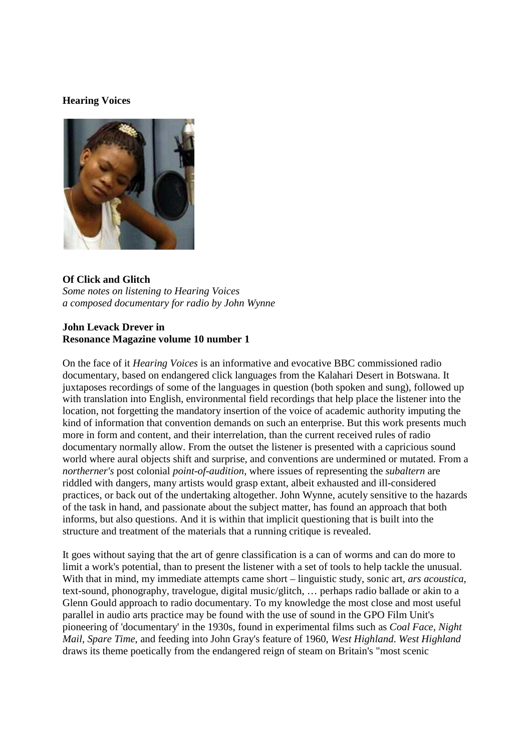**Hearing Voices**

**Of Click and Glitch**
*Some notes on listening to Hearing Voices*
*a composed documentary for radio by John Wynne*

**John Levack Drever in**
**Resonance Magazine volume 10 number 1**

On the face of it *Hearing Voices* is an informative and evocative BBC commissioned radio documentary, based on endangered click languages from the Kalahari Desert in Botswana. It juxtaposes recordings of some of the languages in question (both spoken and sung), followed up with translation into English, environmental field recordings that help place the listener into the location, not forgetting the mandatory insertion of the voice of academic authority imputing the kind of information that convention demands on such an enterprise. But this work presents much more in form and content, and their interrelation, than the current received rules of radio documentary normally allow. From the outset the listener is presented with a capricious sound world where aural objects shift and surprise, and conventions are undermined or mutated. From a *northerner's* post colonial *point-of-audition*, where issues of representing the *subaltern* are riddled with dangers, many artists would grasp extant, albeit exhausted and ill-considered practices, or back out of the undertaking altogether. John Wynne, acutely sensitive to the hazards of the task in hand, and passionate about the subject matter, has found an approach that both informs, but also questions. And it is within that implicit questioning that is built into the structure and treatment of the materials that a running critique is revealed.

It goes without saying that the art of genre classification is a can of worms and can do more to limit a work's potential, than to present the listener with a set of tools to help tackle the unusual. With that in mind, my immediate attempts came short – linguistic study, sonic art, *ars acoustica*, text-sound, phonography, travelogue, digital music/glitch, … perhaps radio ballade or akin to a Glenn Gould approach to radio documentary. To my knowledge the most close and most useful parallel in audio arts practice may be found with the use of sound in the GPO Film Unit's pioneering of 'documentary' in the 1930s, found in experimental films such as *Coal Face*, *Night Mail*, *Spare Time*, and feeding into John Gray's feature of 1960, *West Highland*. *West Highland* draws its theme poetically from the endangered reign of steam on Britain's "most scenic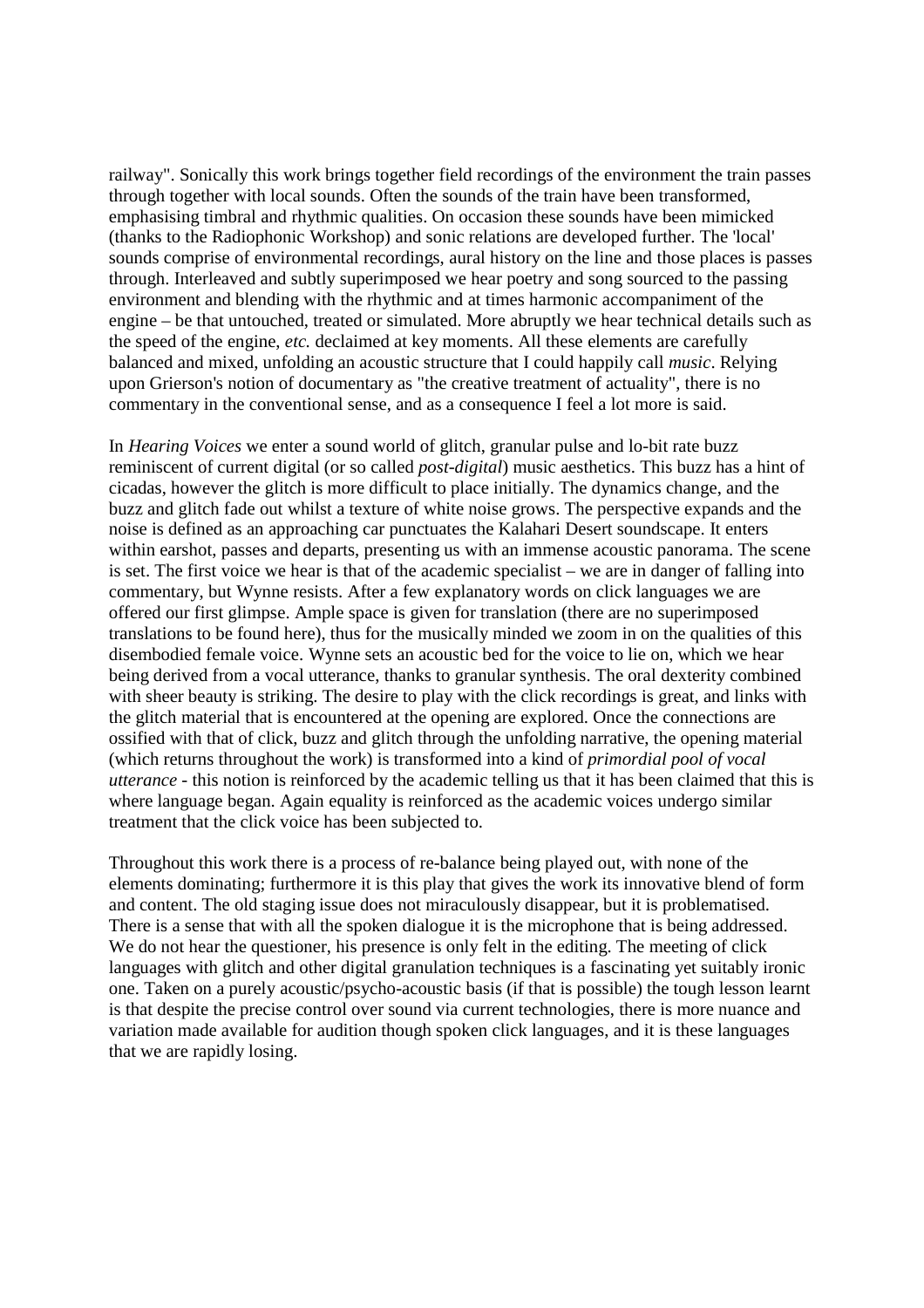railway". Sonically this work brings together field recordings of the environment the train passes through together with local sounds. Often the sounds of the train have been transformed, emphasising timbral and rhythmic qualities. On occasion these sounds have been mimicked (thanks to the Radiophonic Workshop) and sonic relations are developed further. The 'local' sounds comprise of environmental recordings, aural history on the line and those places is passes through. Interleaved and subtly superimposed we hear poetry and song sourced to the passing environment and blending with the rhythmic and at times harmonic accompaniment of the engine – be that untouched, treated or simulated. More abruptly we hear technical details such as the speed of the engine, *etc.* declaimed at key moments. All these elements are carefully balanced and mixed, unfolding an acoustic structure that I could happily call *music*. Relying upon Grierson's notion of documentary as "the creative treatment of actuality", there is no commentary in the conventional sense, and as a consequence I feel a lot more is said.

In *Hearing Voices* we enter a sound world of glitch, granular pulse and lo-bit rate buzz reminiscent of current digital (or so called *post-digital*) music aesthetics. This buzz has a hint of cicadas, however the glitch is more difficult to place initially. The dynamics change, and the buzz and glitch fade out whilst a texture of white noise grows. The perspective expands and the noise is defined as an approaching car punctuates the Kalahari Desert soundscape. It enters within earshot, passes and departs, presenting us with an immense acoustic panorama. The scene is set. The first voice we hear is that of the academic specialist – we are in danger of falling into commentary, but Wynne resists. After a few explanatory words on click languages we are offered our first glimpse. Ample space is given for translation (there are no superimposed translations to be found here), thus for the musically minded we zoom in on the qualities of this disembodied female voice. Wynne sets an acoustic bed for the voice to lie on, which we hear being derived from a vocal utterance, thanks to granular synthesis. The oral dexterity combined with sheer beauty is striking. The desire to play with the click recordings is great, and links with the glitch material that is encountered at the opening are explored. Once the connections are ossified with that of click, buzz and glitch through the unfolding narrative, the opening material (which returns throughout the work) is transformed into a kind of *primordial pool of vocal utterance* - this notion is reinforced by the academic telling us that it has been claimed that this is where language began. Again equality is reinforced as the academic voices undergo similar treatment that the click voice has been subjected to.

Throughout this work there is a process of re-balance being played out, with none of the elements dominating; furthermore it is this play that gives the work its innovative blend of form and content. The old staging issue does not miraculously disappear, but it is problematised. There is a sense that with all the spoken dialogue it is the microphone that is being addressed. We do not hear the questioner, his presence is only felt in the editing. The meeting of click languages with glitch and other digital granulation techniques is a fascinating yet suitably ironic one. Taken on a purely acoustic/psycho-acoustic basis (if that is possible) the tough lesson learnt is that despite the precise control over sound via current technologies, there is more nuance and variation made available for audition though spoken click languages, and it is these languages that we are rapidly losing.